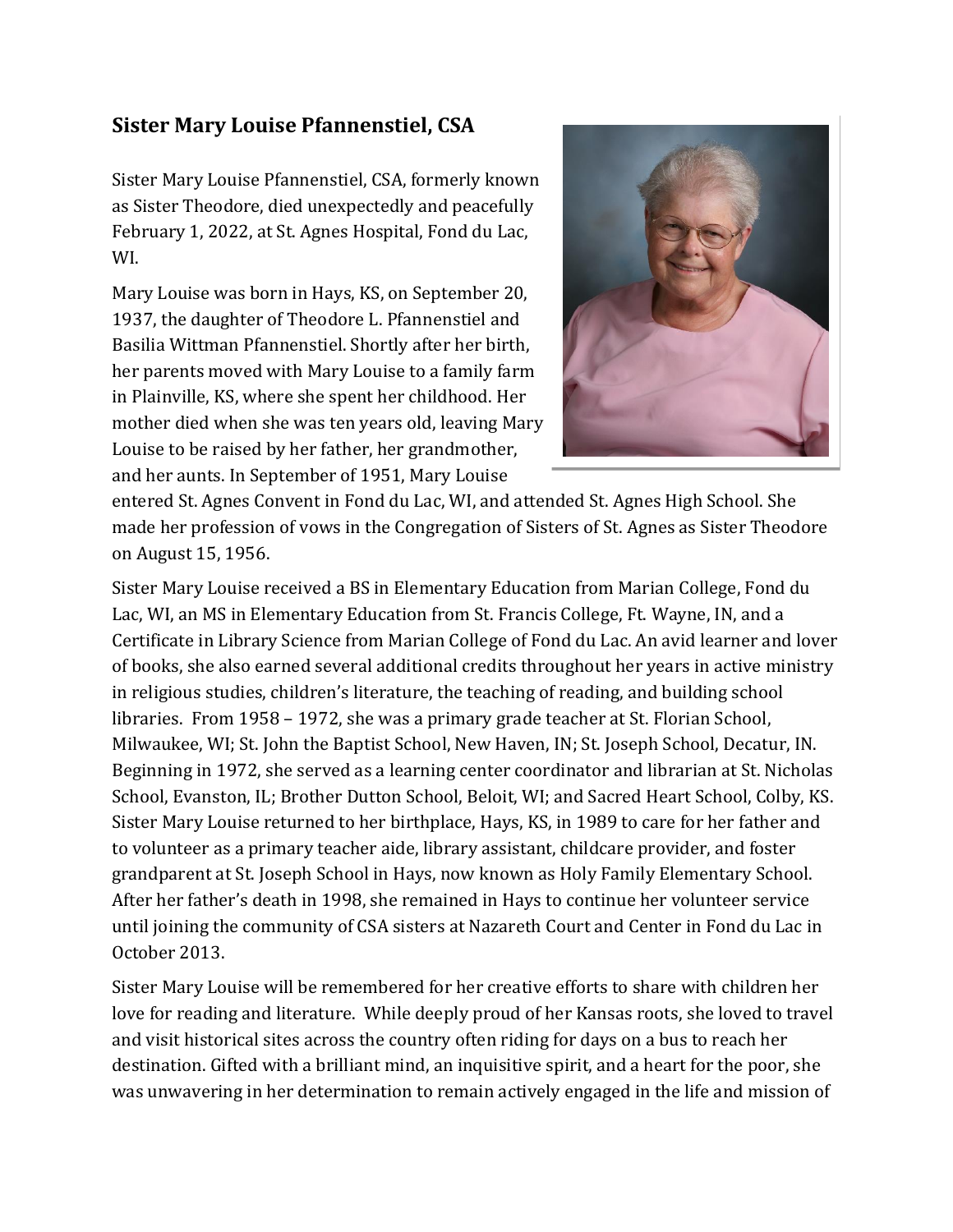## Sister Mary Louise Pfannenstiel, CSA

Sister Mary Louise Pfannenstiel, CSA, formerly known as Sister Theodore, died unexpectedly and peacefully February 1, 2022, at St. Agnes Hospital, Fond du Lac, WI.

Mary Louise was born in Hays, KS, on September 20, 1937, the daughter of Theodore L. Pfannenstiel and Basilia Wittman Pfannenstiel. Shortly after her birth, her parents moved with Mary Louise to a family farm in Plainville, KS, where she spent her childhood. Her mother died when she was ten years old, leaving Mary Louise to be raised by her father, her grandmother, and her aunts. In September of 1951, Mary Louise entered St. Agnes Convent in Fond du Lac, WI, and attended St. Agnes High School. She made her profession of vows in the Congregation of Sisters of St. Agnes as Sister Theodore on August 15, 1956.

Sister Mary Louise received a BS in Elementary Education from Marian College, Fond du Lac, WI, an MS in Elementary Education from St. Francis College, Ft. Wayne, IN, and a Certificate in Library Science from Marian College of Fond du Lac. An avid learner and lover of books, she also earned several additional credits throughout her years in active ministry in religious studies, children's literature, the teaching of reading, and building school libraries. From 1958 – 1972, she was a primary grade teacher at St. Florian School, Milwaukee, WI; St. John the Baptist School, New Haven, IN; St. Joseph School, Decatur, IN. Beginning in 1972, she served as a learning center coordinator and librarian at St. Nicholas School, Evanston, IL; Brother Dutton School, Beloit, WI; and Sacred Heart School, Colby, KS. Sister Mary Louise returned to her birthplace, Hays, KS, in 1989 to care for her father and to volunteer as a primary teacher aide, library assistant, childcare provider, and foster grandparent at St. Joseph School in Hays, now known as Holy Family Elementary School. After her father's death in 1998, she remained in Hays to continue her volunteer service until joining the community of CSA sisters at Nazareth Court and Center in Fond du Lac in October 2013.

Sister Mary Louise will be remembered for her creative efforts to share with children her love for reading and literature. While deeply proud of her Kansas roots, she loved to travel and visit historical sites across the country often riding for days on a bus to reach her destination. Gifted with a brilliant mind, an inquisitive spirit, and a heart for the poor, she was unwavering in her determination to remain actively engaged in the life and mission of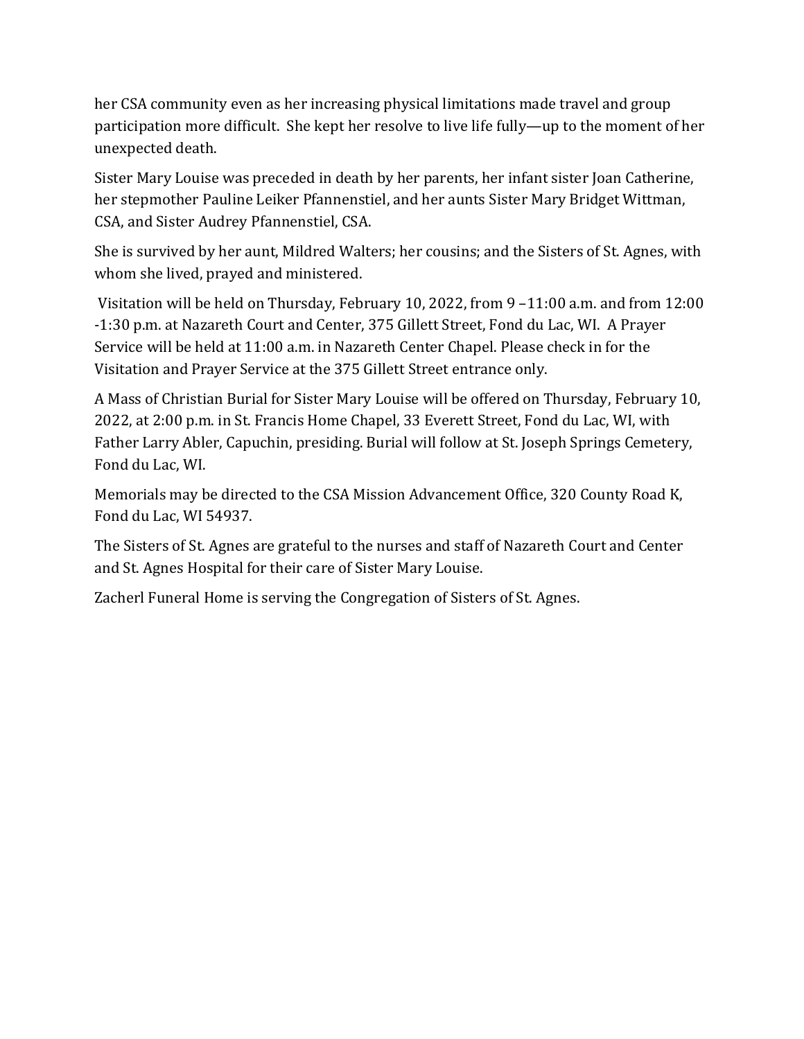her CSA community even as her increasing physical limitations made travel and group participation more difficult. She kept her resolve to live life fully—up to the moment of her unexpected death.

Sister Mary Louise was preceded in death by her parents, her infant sister Joan Catherine, her stepmother Pauline Leiker Pfannenstiel, and her aunts Sister Mary Bridget Wittman, CSA, and Sister Audrey Pfannenstiel, CSA.

She is survived by her aunt, Mildred Walters; her cousins; and the Sisters of St. Agnes, with whom she lived, prayed and ministered.

Visitation will be held on Thursday, February 10, 2022, from 9 –11:00 a.m. and from 12:00 -1:30 p.m. at Nazareth Court and Center, 375 Gillett Street, Fond du Lac, WI. A Prayer Service will be held at 11:00 a.m. in Nazareth Center Chapel. Please check in for the Visitation and Prayer Service at the 375 Gillett Street entrance only.

A Mass of Christian Burial for Sister Mary Louise will be offered on Thursday, February 10, 2022, at 2:00 p.m. in St. Francis Home Chapel, 33 Everett Street, Fond du Lac, WI, with Father Larry Abler, Capuchin, presiding. Burial will follow at St. Joseph Springs Cemetery, Fond du Lac, WI.

Memorials may be directed to the CSA Mission Advancement Office, 320 County Road K, Fond du Lac, WI 54937.

The Sisters of St. Agnes are grateful to the nurses and staff of Nazareth Court and Center and St. Agnes Hospital for their care of Sister Mary Louise.

Zacherl Funeral Home is serving the Congregation of Sisters of St. Agnes.